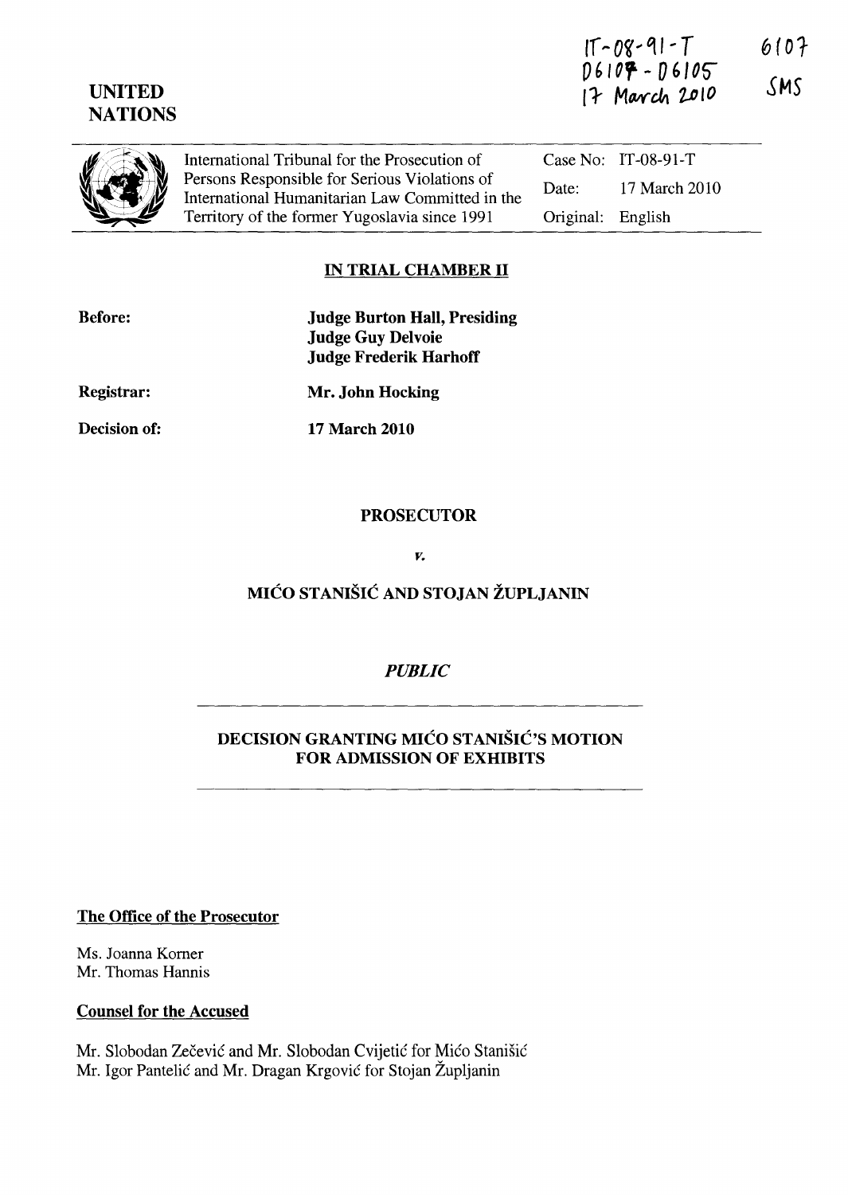IT-08-91-T
D6107 - D6105
17 March 2010

6107
SMS

UNITED NATIONS

| International Tribunal for the Prosecution of Persons Responsible for Serious Violations of International Humanitarian Law Committed in the Territory of the former Yugoslavia since 1991 | Case No: | IT-08-91-T |
|---|---|---|
| | Date: | 17 March 2010 |
| | Original: | English |

**IN TRIAL CHAMBER II**

**Before:** **Judge Burton Hall, Presiding**
**Judge Guy Delvoie**
**Judge Frederik Harhoff**

**Registrar:** **Mr. John Hocking**

**Decision of:** **17 March 2010**

**PROSECUTOR**

*v.*

**MIĆO STANIŠIĆ AND STOJAN ŽUPLJANIN**

***PUBLIC***

**DECISION GRANTING MIĆO STANIŠIĆ'S MOTION FOR ADMISSION OF EXHIBITS**

**The Office of the Prosecutor**

Ms. Joanna Korner
Mr. Thomas Hannis

**Counsel for the Accused**

Mr. Slobodan Zečević and Mr. Slobodan Cvijetić for Mićo Stanišić
Mr. Igor Pantelić and Mr. Dragan Krgović for Stojan Župljanin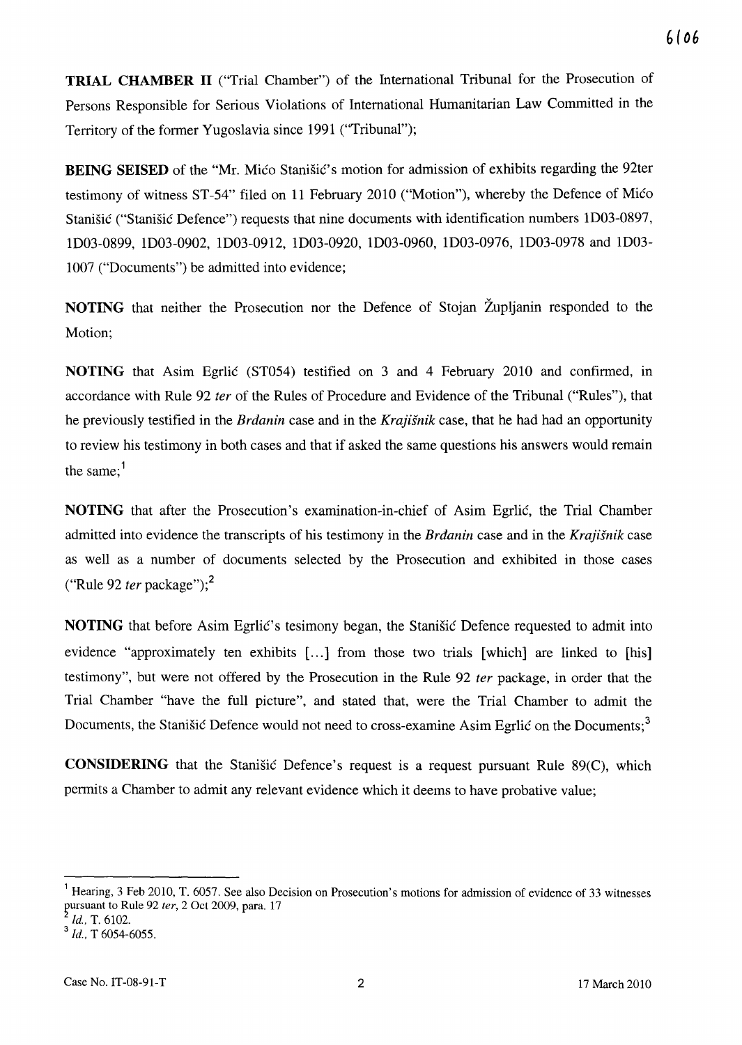**TRIAL CHAMBER II** ("Trial Chamber") of the International Tribunal for the Prosecution of Persons Responsible for Serious Violations of International Humanitarian Law Committed in the Territory of the former Yugoslavia since 1991 ("Tribunal");

**BEING SEISED** of the "Mr. Mićo Stanišić's motion for admission of exhibits regarding the 92ter testimony of witness ST-54" filed on 11 February 2010 ("Motion"), whereby the Defence of Mićo Stanišić ("Stanišić Defence") requests that nine documents with identification numbers 1D03-0897, 1D03-0899, 1D03-0902, 1D03-0912, 1D03-0920, 1D03-0960, 1D03-0976, 1D03-0978 and 1D03-1007 ("Documents") be admitted into evidence;

**NOTING** that neither the Prosecution nor the Defence of Stojan Župljanin responded to the Motion;

**NOTING** that Asim Egrlić (ST054) testified on 3 and 4 February 2010 and confirmed, in accordance with Rule 92 *ter* of the Rules of Procedure and Evidence of the Tribunal ("Rules"), that he previously testified in the *Brđanin* case and in the *Krajišnik* case, that he had had an opportunity to review his testimony in both cases and that if asked the same questions his answers would remain the same;[1]

**NOTING** that after the Prosecution's examination-in-chief of Asim Egrlić, the Trial Chamber admitted into evidence the transcripts of his testimony in the *Brđanin* case and in the *Krajišnik* case as well as a number of documents selected by the Prosecution and exhibited in those cases ("Rule 92 *ter* package");[2]

**NOTING** that before Asim Egrlić's tesimony began, the Stanišić Defence requested to admit into evidence "approximately ten exhibits [...] from those two trials [which] are linked to [his] testimony", but were not offered by the Prosecution in the Rule 92 *ter* package, in order that the Trial Chamber "have the full picture", and stated that, were the Trial Chamber to admit the Documents, the Stanišić Defence would not need to cross-examine Asim Egrlić on the Documents;[3]

**CONSIDERING** that the Stanišić Defence's request is a request pursuant Rule 89(C), which permits a Chamber to admit any relevant evidence which it deems to have probative value;

---

[1] Hearing, 3 Feb 2010, T. 6057. See also Decision on Prosecution's motions for admission of evidence of 33 witnesses pursuant to Rule 92 *ter*, 2 Oct 2009, para. 17

[2] *Id.*, T. 6102.

[3] *Id.*, T 6054-6055.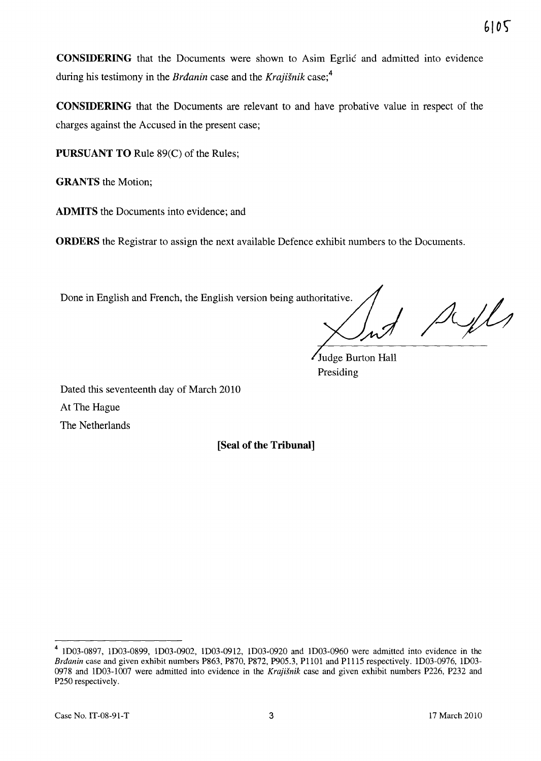**CONSIDERING** that the Documents were shown to Asim Egrlić and admitted into evidence during his testimony in the *Brđanin* case and the *Krajišnik* case;[4]

**CONSIDERING** that the Documents are relevant to and have probative value in respect of the charges against the Accused in the present case;

**PURSUANT TO** Rule 89(C) of the Rules;

**GRANTS** the Motion;

**ADMITS** the Documents into evidence; and

**ORDERS** the Registrar to assign the next available Defence exhibit numbers to the Documents.

Done in English and French, the English version being authoritative.

Judge Burton Hall
Presiding

Dated this seventeenth day of March 2010
At The Hague
The Netherlands

**[Seal of the Tribunal]**

---

[4] 1D03-0897, 1D03-0899, 1D03-0902, 1D03-0912, 1D03-0920 and 1D03-0960 were admitted into evidence in the *Brđanin* case and given exhibit numbers P863, P870, P872, P905.3, P1101 and P1115 respectively. 1D03-0976, 1D03-0978 and 1D03-1007 were admitted into evidence in the *Krajišnik* case and given exhibit numbers P226, P232 and P250 respectively.